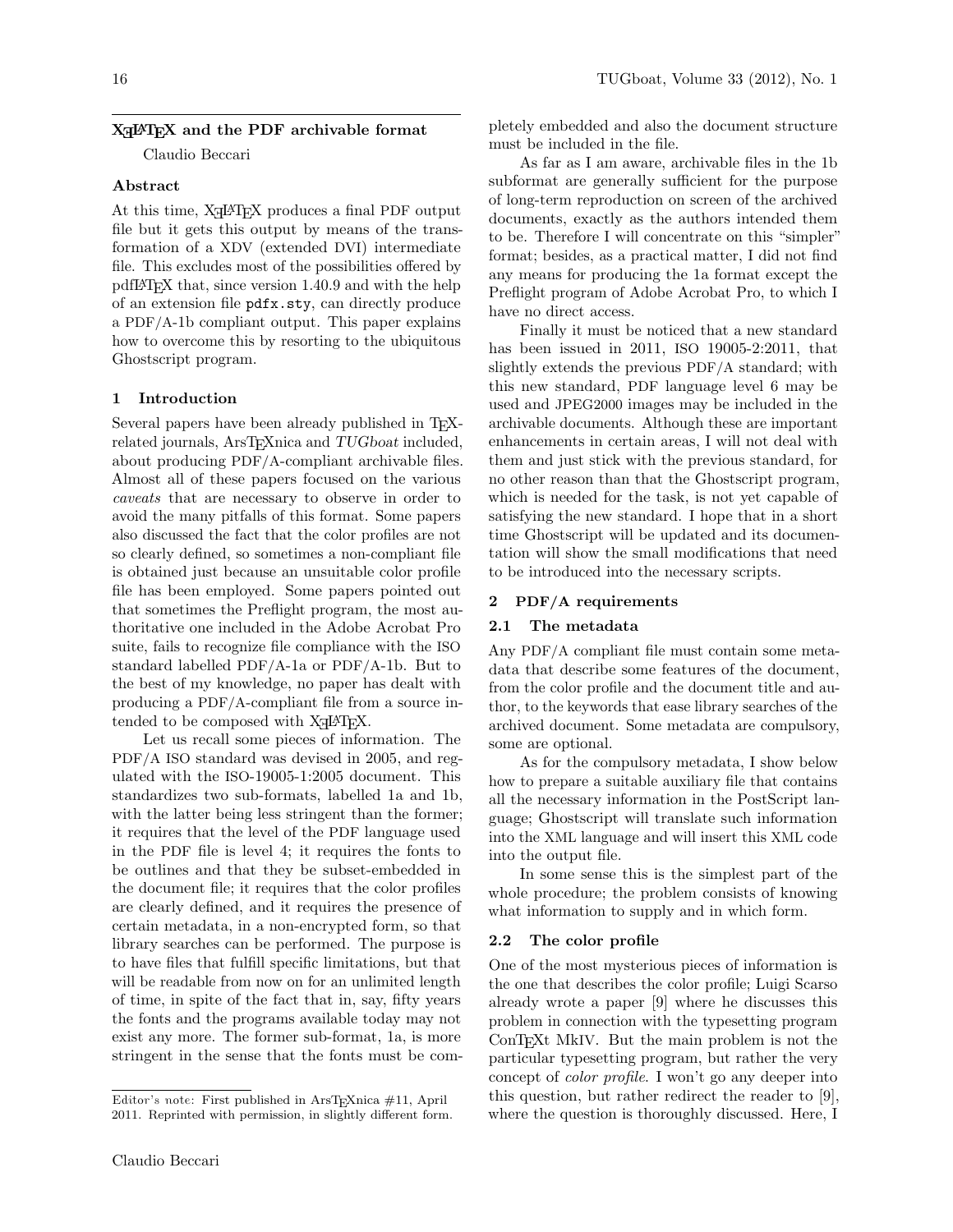# XƎLaTeX and the PDF archivable format

Claudio Beccari

### Abstract

At this time, XƎLaTeX produces a final PDF output file but it gets this output by means of the transformation of a XDV (extended DVI) intermediate file. This excludes most of the possibilities offered by pdfLaTeX that, since version 1.40.9 and with the help of an extension file `pdfx.sty`, can directly produce a PDF/A-1b compliant output. This paper explains how to overcome this by resorting to the ubiquitous Ghostscript program.

## 1 Introduction

Several papers have been already published in TeX-related journals, ArsTeXnica and *TUGboat* included, about producing PDF/A-compliant archivable files. Almost all of these papers focused on the various *caveats* that are necessary to observe in order to avoid the many pitfalls of this format. Some papers also discussed the fact that the color profiles are not so clearly defined, so sometimes a non-compliant file is obtained just because an unsuitable color profile file has been employed. Some papers pointed out that sometimes the Preflight program, the most authoritative one included in the Adobe Acrobat Pro suite, fails to recognize file compliance with the ISO standard labelled PDF/A-1a or PDF/A-1b. But to the best of my knowledge, no paper has dealt with producing a PDF/A-compliant file from a source intended to be composed with XƎLaTeX.

Let us recall some pieces of information. The PDF/A ISO standard was devised in 2005, and regulated with the ISO-19005-1:2005 document. This standardizes two sub-formats, labelled 1a and 1b, with the latter being less stringent than the former; it requires that the level of the PDF language used in the PDF file is level 4; it requires the fonts to be outlines and that they be subset-embedded in the document file; it requires that the color profiles are clearly defined, and it requires the presence of certain metadata, in a non-encrypted form, so that library searches can be performed. The purpose is to have files that fulfill specific limitations, but that will be readable from now on for an unlimited length of time, in spite of the fact that in, say, fifty years the fonts and the programs available today may not exist any more. The former sub-format, 1a, is more stringent in the sense that the fonts must be completely embedded and also the document structure must be included in the file.

As far as I am aware, archivable files in the 1b subformat are generally sufficient for the purpose of long-term reproduction on screen of the archived documents, exactly as the authors intended them to be. Therefore I will concentrate on this "simpler" format; besides, as a practical matter, I did not find any means for producing the 1a format except the Preflight program of Adobe Acrobat Pro, to which I have no direct access.

Finally it must be noticed that a new standard has been issued in 2011, ISO 19005-2:2011, that slightly extends the previous PDF/A standard; with this new standard, PDF language level 6 may be used and JPEG2000 images may be included in the archivable documents. Although these are important enhancements in certain areas, I will not deal with them and just stick with the previous standard, for no other reason than that the Ghostscript program, which is needed for the task, is not yet capable of satisfying the new standard. I hope that in a short time Ghostscript will be updated and its documentation will show the small modifications that need to be introduced into the necessary scripts.

## 2 PDF/A requirements

### 2.1 The metadata

Any PDF/A compliant file must contain some metadata that describe some features of the document, from the color profile and the document title and author, to the keywords that ease library searches of the archived document. Some metadata are compulsory, some are optional.

As for the compulsory metadata, I show below how to prepare a suitable auxiliary file that contains all the necessary information in the PostScript language; Ghostscript will translate such information into the XML language and will insert this XML code into the output file.

In some sense this is the simplest part of the whole procedure; the problem consists of knowing what information to supply and in which form.

### 2.2 The color profile

One of the most mysterious pieces of information is the one that describes the color profile; Luigi Scarso already wrote a paper [9] where he discusses this problem in connection with the typesetting program ConTeXt MkIV. But the main problem is not the particular typesetting program, but rather the very concept of *color profile*. I won't go any deeper into this question, but rather redirect the reader to [9], where the question is thoroughly discussed. Here, I

Editor's note: First published in ArsTeXnica #11, April 2011. Reprinted with permission, in slightly different form.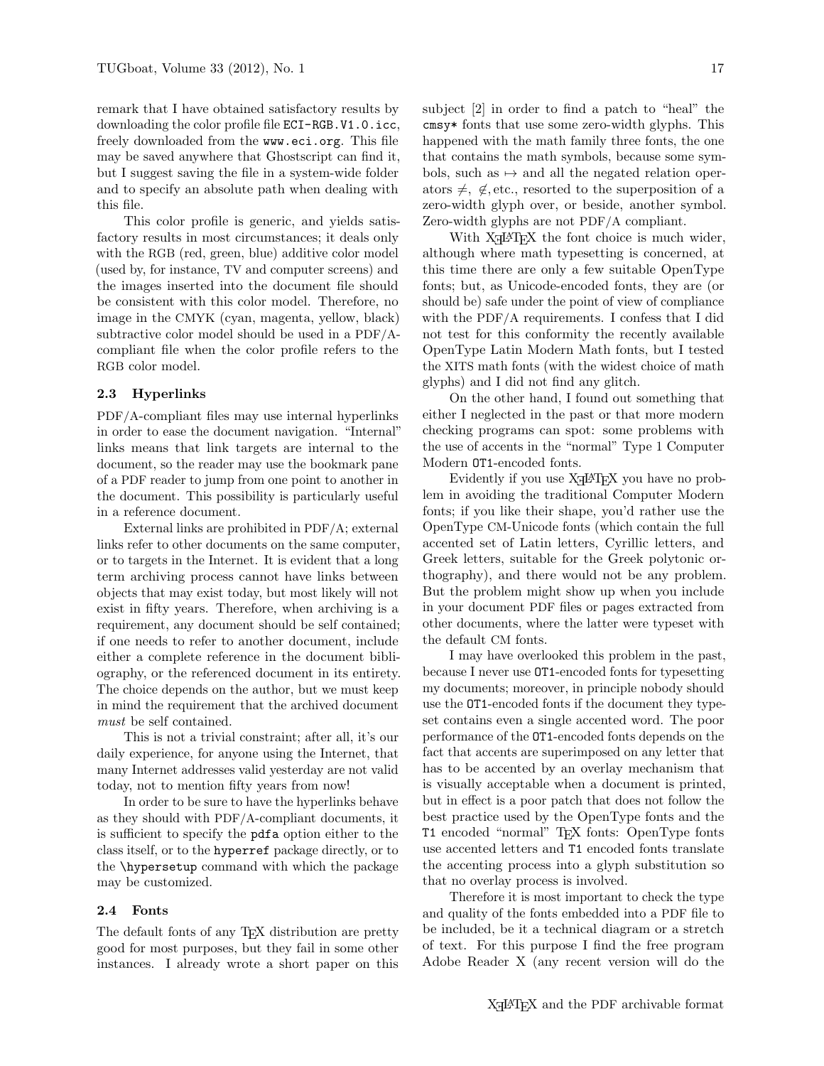remark that I have obtained satisfactory results by downloading the color profile file `ECI-RGB.V1.0.icc`, freely downloaded from the `www.eci.org`. This file may be saved anywhere that Ghostscript can find it, but I suggest saving the file in a system-wide folder and to specify an absolute path when dealing with this file.

This color profile is generic, and yields satisfactory results in most circumstances; it deals only with the RGB (red, green, blue) additive color model (used by, for instance, TV and computer screens) and the images inserted into the document file should be consistent with this color model. Therefore, no image in the CMYK (cyan, magenta, yellow, black) subtractive color model should be used in a PDF/A-compliant file when the color profile refers to the RGB color model.

### 2.3 Hyperlinks

PDF/A-compliant files may use internal hyperlinks in order to ease the document navigation. "Internal" links means that link targets are internal to the document, so the reader may use the bookmark pane of a PDF reader to jump from one point to another in the document. This possibility is particularly useful in a reference document.

External links are prohibited in PDF/A; external links refer to other documents on the same computer, or to targets in the Internet. It is evident that a long term archiving process cannot have links between objects that may exist today, but most likely will not exist in fifty years. Therefore, when archiving is a requirement, any document should be self contained; if one needs to refer to another document, include either a complete reference in the document bibliography, or the referenced document in its entirety. The choice depends on the author, but we must keep in mind the requirement that the archived document *must* be self contained.

This is not a trivial constraint; after all, it's our daily experience, for anyone using the Internet, that many Internet addresses valid yesterday are not valid today, not to mention fifty years from now!

In order to be sure to have the hyperlinks behave as they should with PDF/A-compliant documents, it is sufficient to specify the `pdfa` option either to the class itself, or to the `hyperref` package directly, or to the `\hypersetup` command with which the package may be customized.

### 2.4 Fonts

The default fonts of any TeX distribution are pretty good for most purposes, but they fail in some other instances. I already wrote a short paper on this subject [2] in order to find a patch to "heal" the `cmsy*` fonts that use some zero-width glyphs. This happened with the math family three fonts, the one that contains the math symbols, because some symbols, such as $\mapsto$ and all the negated relation operators $\neq$, $\notin$, etc., resorted to the superposition of a zero-width glyph over, or beside, another symbol. Zero-width glyphs are not PDF/A compliant.

With XeLaTeX the font choice is much wider, although where math typesetting is concerned, at this time there are only a few suitable OpenType fonts; but, as Unicode-encoded fonts, they are (or should be) safe under the point of view of compliance with the PDF/A requirements. I confess that I did not test for this conformity the recently available OpenType Latin Modern Math fonts, but I tested the XITS math fonts (with the widest choice of math glyphs) and I did not find any glitch.

On the other hand, I found out something that either I neglected in the past or that more modern checking programs can spot: some problems with the use of accents in the "normal" Type 1 Computer Modern `OT1`-encoded fonts.

Evidently if you use XeLaTeX you have no problem in avoiding the traditional Computer Modern fonts; if you like their shape, you'd rather use the OpenType CM-Unicode fonts (which contain the full accented set of Latin letters, Cyrillic letters, and Greek letters, suitable for the Greek polytonic orthography), and there would not be any problem. But the problem might show up when you include in your document PDF files or pages extracted from other documents, where the latter were typeset with the default CM fonts.

I may have overlooked this problem in the past, because I never use `OT1`-encoded fonts for typesetting my documents; moreover, in principle nobody should use the `OT1`-encoded fonts if the document they typeset contains even a single accented word. The poor performance of the `OT1`-encoded fonts depends on the fact that accents are superimposed on any letter that has to be accented by an overlay mechanism that is visually acceptable when a document is printed, but in effect is a poor patch that does not follow the best practice used by the OpenType fonts and the `T1` encoded "normal" TeX fonts: OpenType fonts use accented letters and `T1` encoded fonts translate the accenting process into a glyph substitution so that no overlay process is involved.

Therefore it is most important to check the type and quality of the fonts embedded into a PDF file to be included, be it a technical diagram or a stretch of text. For this purpose I find the free program Adobe Reader X (any recent version will do the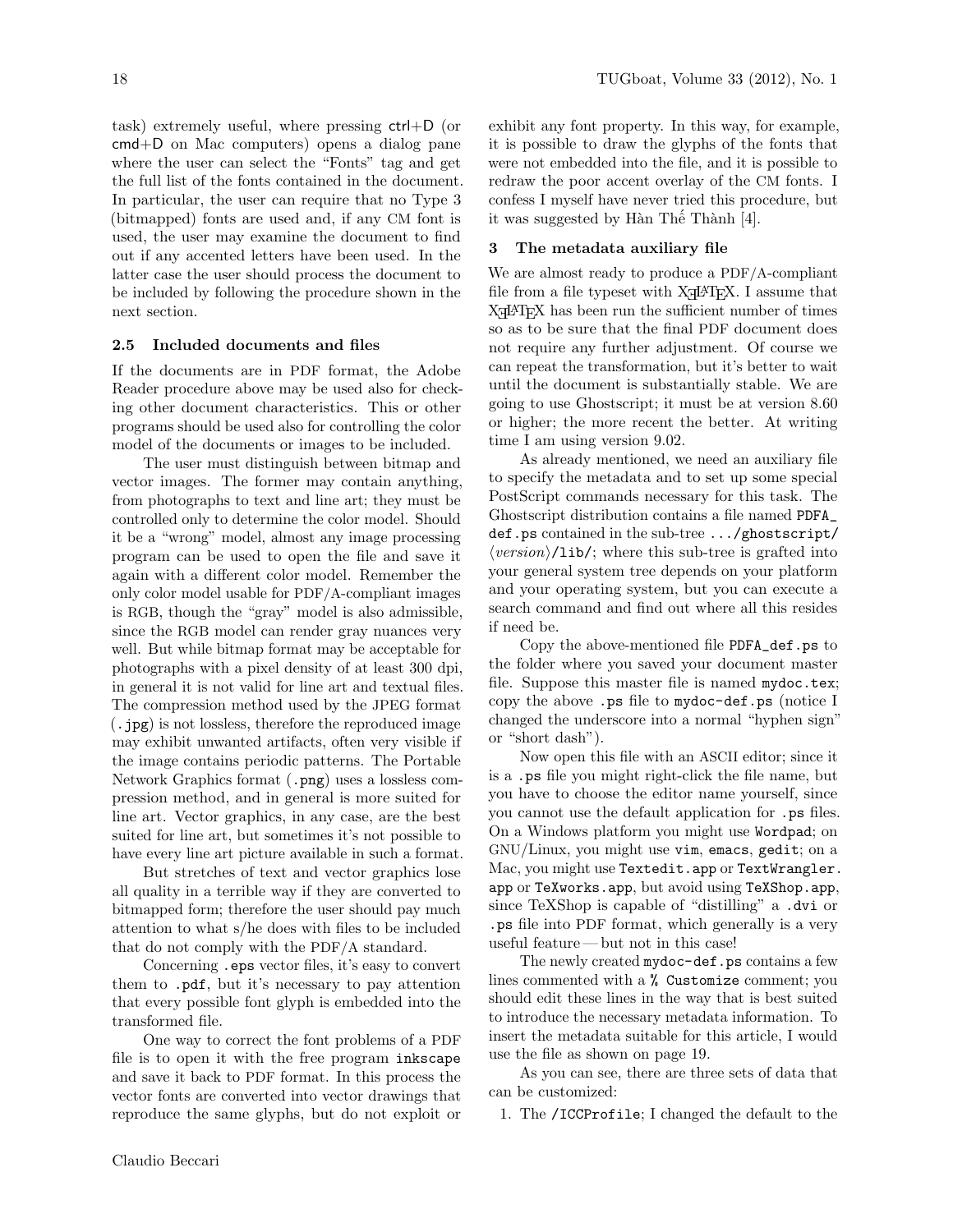task) extremely useful, where pressing ctrl+D (or cmd+D on Mac computers) opens a dialog pane where the user can select the "Fonts" tag and get the full list of the fonts contained in the document. In particular, the user can require that no Type 3 (bitmapped) fonts are used and, if any CM font is used, the user may examine the document to find out if any accented letters have been used. In the latter case the user should process the document to be included by following the procedure shown in the next section.

### 2.5 Included documents and files

If the documents are in PDF format, the Adobe Reader procedure above may be used also for checking other document characteristics. This or other programs should be used also for controlling the color model of the documents or images to be included.

The user must distinguish between bitmap and vector images. The former may contain anything, from photographs to text and line art; they must be controlled only to determine the color model. Should it be a "wrong" model, almost any image processing program can be used to open the file and save it again with a different color model. Remember the only color model usable for PDF/A-compliant images is RGB, though the "gray" model is also admissible, since the RGB model can render gray nuances very well. But while bitmap format may be acceptable for photographs with a pixel density of at least 300 dpi, in general it is not valid for line art and textual files. The compression method used by the JPEG format (`.jpg`) is not lossless, therefore the reproduced image may exhibit unwanted artifacts, often very visible if the image contains periodic patterns. The Portable Network Graphics format (`.png`) uses a lossless compression method, and in general is more suited for line art. Vector graphics, in any case, are the best suited for line art, but sometimes it's not possible to have every line art picture available in such a format.

But stretches of text and vector graphics lose all quality in a terrible way if they are converted to bitmapped form; therefore the user should pay much attention to what s/he does with files to be included that do not comply with the PDF/A standard.

Concerning `.eps` vector files, it's easy to convert them to `.pdf`, but it's necessary to pay attention that every possible font glyph is embedded into the transformed file.

One way to correct the font problems of a PDF file is to open it with the free program `inkscape` and save it back to PDF format. In this process the vector fonts are converted into vector drawings that reproduce the same glyphs, but do not exploit or exhibit any font property. In this way, for example, it is possible to draw the glyphs of the fonts that were not embedded into the file, and it is possible to redraw the poor accent overlay of the CM fonts. I confess I myself have never tried this procedure, but it was suggested by Hàn Thế Thành [4].

## 3 The metadata auxiliary file

We are almost ready to produce a PDF/A-compliant file from a file typeset with XƎLaTeX. I assume that XƎLaTeX has been run the sufficient number of times so as to be sure that the final PDF document does not require any further adjustment. Of course we can repeat the transformation, but it's better to wait until the document is substantially stable. We are going to use Ghostscript; it must be at version 8.60 or higher; the more recent the better. At writing time I am using version 9.02.

As already mentioned, we need an auxiliary file to specify the metadata and to set up some special PostScript commands necessary for this task. The Ghostscript distribution contains a file named `PDFA_def.ps` contained in the sub-tree `.../ghostscript/`⟨*version*⟩`/lib/`; where this sub-tree is grafted into your general system tree depends on your platform and your operating system, but you can execute a search command and find out where all this resides if need be.

Copy the above-mentioned file `PDFA_def.ps` to the folder where you saved your document master file. Suppose this master file is named `mydoc.tex`; copy the above `.ps` file to `mydoc-def.ps` (notice I changed the underscore into a normal "hyphen sign" or "short dash").

Now open this file with an ASCII editor; since it is a `.ps` file you might right-click the file name, but you have to choose the editor name yourself, since you cannot use the default application for `.ps` files. On a Windows platform you might use `Wordpad`; on GNU/Linux, you might use `vim`, `emacs`, `gedit`; on a Mac, you might use `Textedit.app` or `TextWrangler.app` or `TeXworks.app`, but avoid using `TeXShop.app`, since TeXShop is capable of "distilling" a `.dvi` or `.ps` file into PDF format, which generally is a very useful feature — but not in this case!

The newly created `mydoc-def.ps` contains a few lines commented with a `% Customize` comment; you should edit these lines in the way that is best suited to introduce the necessary metadata information. To insert the metadata suitable for this article, I would use the file as shown on page 19.

As you can see, there are three sets of data that can be customized:

1. The `/ICCProfile`; I changed the default to the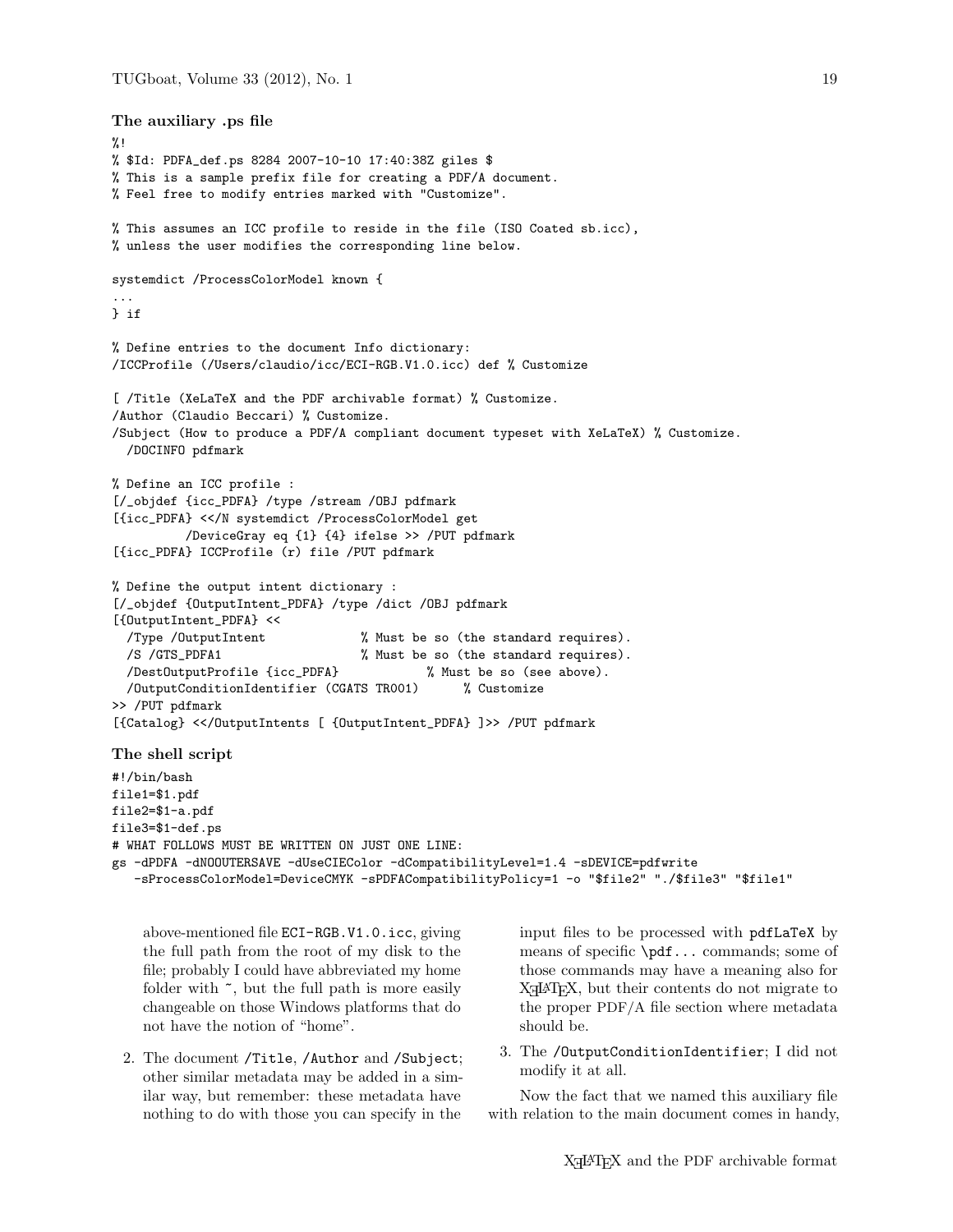### The auxiliary .ps file

```
%!
% $Id: PDFA_def.ps 8284 2007-10-10 17:40:38Z giles $
% This is a sample prefix file for creating a PDF/A document.
% Feel free to modify entries marked with "Customize".

% This assumes an ICC profile to reside in the file (ISO Coated sb.icc),
% unless the user modifies the corresponding line below.

systemdict /ProcessColorModel known {
...
} if

% Define entries to the document Info dictionary:
/ICCProfile (/Users/claudio/icc/ECI-RGB.V1.0.icc) def % Customize

[ /Title (XeLaTeX and the PDF archivable format) % Customize.
/Author (Claudio Beccari) % Customize.
/Subject (How to produce a PDF/A compliant document typeset with XeLaTeX) % Customize.
  /DOCINFO pdfmark

% Define an ICC profile :
[/_objdef {icc_PDFA} /type /stream /OBJ pdfmark
[{icc_PDFA} <</N systemdict /ProcessColorModel get
         /DeviceGray eq {1} {4} ifelse >> /PUT pdfmark
[{icc_PDFA} ICCProfile (r) file /PUT pdfmark

% Define the output intent dictionary :
[/_objdef {OutputIntent_PDFA} /type /dict /OBJ pdfmark
[{OutputIntent_PDFA} <<
  /Type /OutputIntent             % Must be so (the standard requires).
  /S /GTS_PDFA1                   % Must be so (the standard requires).
  /DestOutputProfile {icc_PDFA}            % Must be so (see above).
  /OutputConditionIdentifier (CGATS TR001)      % Customize
>> /PUT pdfmark
[{Catalog} <</OutputIntents [ {OutputIntent_PDFA} ]>> /PUT pdfmark
```

### The shell script

```
#!/bin/bash
file1=$1.pdf
file2=$1-a.pdf
file3=$1-def.ps
# WHAT FOLLOWS MUST BE WRITTEN ON JUST ONE LINE:
gs -dPDFA -dNOOUTERSAVE -dUseCIEColor -dCompatibilityLevel=1.4 -sDEVICE=pdfwrite
   -sProcessColorModel=DeviceCMYK -sPDFACompatibilityPolicy=1 -o "$file2" "./$file3" "$file1"
```

above-mentioned file `ECI-RGB.V1.0.icc`, giving the full path from the root of my disk to the file; probably I could have abbreviated my home folder with ~, but the full path is more easily changeable on those Windows platforms that do not have the notion of "home".

2. The document `/Title`, `/Author` and `/Subject`; other similar metadata may be added in a similar way, but remember: these metadata have nothing to do with those you can specify in the input files to be processed with `pdfLaTeX` by means of specific `\pdf...` commands; some of those commands may have a meaning also for XeLaTeX, but their contents do not migrate to the proper PDF/A file section where metadata should be.

3. The `/OutputConditionIdentifier`; I did not modify it at all.

Now the fact that we named this auxiliary file with relation to the main document comes in handy,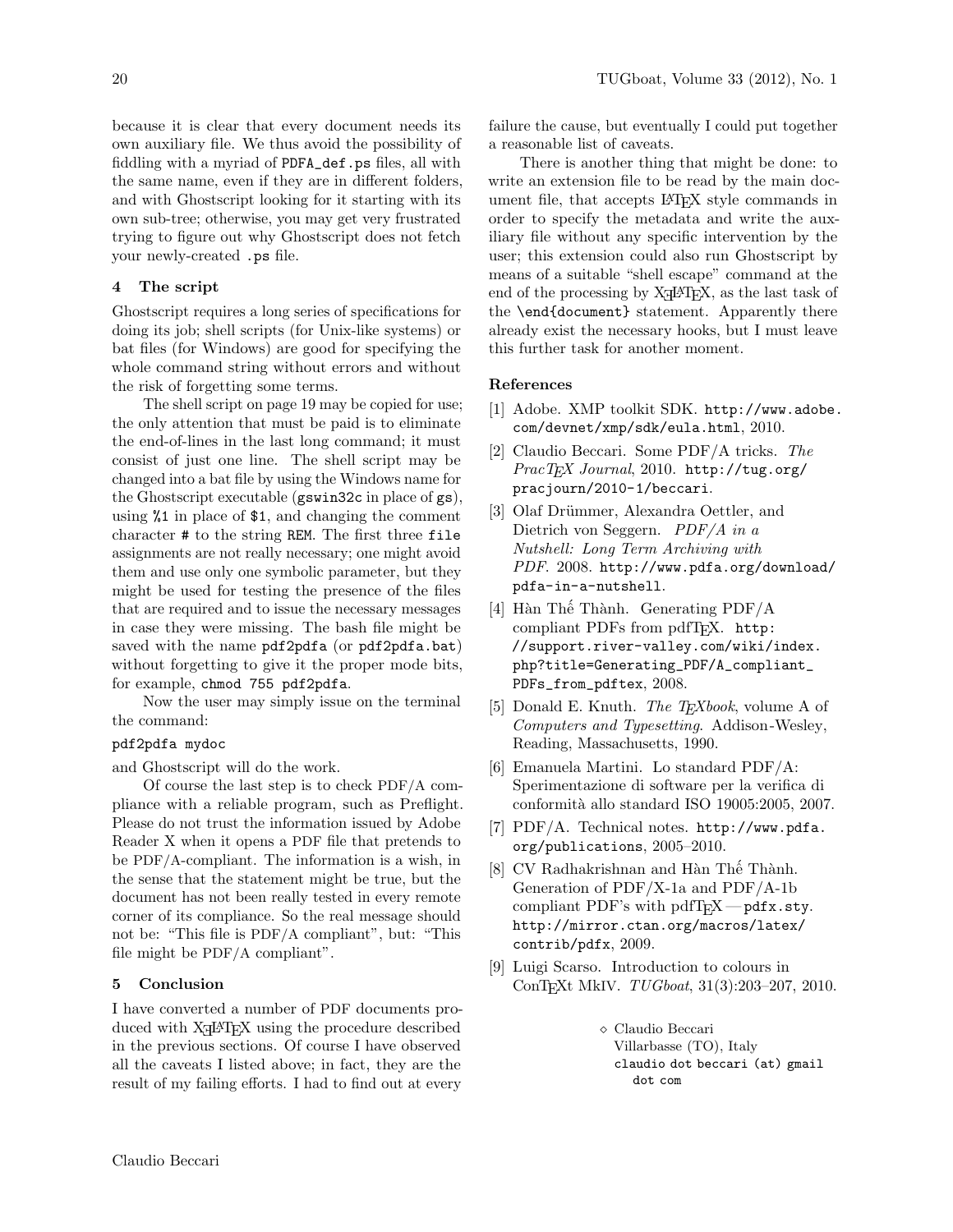because it is clear that every document needs its own auxiliary file. We thus avoid the possibility of fiddling with a myriad of `PDFA_def.ps` files, all with the same name, even if they are in different folders, and with Ghostscript looking for it starting with its own sub-tree; otherwise, you may get very frustrated trying to figure out why Ghostscript does not fetch your newly-created `.ps` file.

## 4 The script

Ghostscript requires a long series of specifications for doing its job; shell scripts (for Unix-like systems) or bat files (for Windows) are good for specifying the whole command string without errors and without the risk of forgetting some terms.

The shell script on page 19 may be copied for use; the only attention that must be paid is to eliminate the end-of-lines in the last long command; it must consist of just one line. The shell script may be changed into a bat file by using the Windows name for the Ghostscript executable (`gswin32c` in place of `gs`), using `%1` in place of `$1`, and changing the comment character `#` to the string `REM`. The first three `file` assignments are not really necessary; one might avoid them and use only one symbolic parameter, but they might be used for testing the presence of the files that are required and to issue the necessary messages in case they were missing. The bash file might be saved with the name `pdf2pdfa` (or `pdf2pdfa.bat`) without forgetting to give it the proper mode bits, for example, `chmod 755 pdf2pdfa`.

Now the user may simply issue on the terminal the command:

```
pdf2pdfa mydoc
```

and Ghostscript will do the work.

Of course the last step is to check PDF/A compliance with a reliable program, such as Preflight. Please do not trust the information issued by Adobe Reader X when it opens a PDF file that pretends to be PDF/A-compliant. The information is a wish, in the sense that the statement might be true, but the document has not been really tested in every remote corner of its compliance. So the real message should not be: "This file is PDF/A compliant", but: "This file might be PDF/A compliant".

## 5 Conclusion

I have converted a number of PDF documents produced with XƎLaTeX using the procedure described in the previous sections. Of course I have observed all the caveats I listed above; in fact, they are the result of my failing efforts. I had to find out at every failure the cause, but eventually I could put together a reasonable list of caveats.

There is another thing that might be done: to write an extension file to be read by the main document file, that accepts LaTeX style commands in order to specify the metadata and write the auxiliary file without any specific intervention by the user; this extension could also run Ghostscript by means of a suitable "shell escape" command at the end of the processing by XƎLaTeX, as the last task of the `\end{document}` statement. Apparently there already exist the necessary hooks, but I must leave this further task for another moment.

### References

[1] Adobe. XMP toolkit SDK. `http://www.adobe.com/devnet/xmp/sdk/eula.html`, 2010.

[2] Claudio Beccari. Some PDF/A tricks. *The PracTeX Journal*, 2010. `http://tug.org/pracjourn/2010-1/beccari`.

[3] Olaf Drümmer, Alexandra Oettler, and Dietrich von Seggern. *PDF/A in a Nutshell: Long Term Archiving with PDF*. 2008. `http://www.pdfa.org/download/pdfa-in-a-nutshell`.

[4] Hàn Thế Thành. Generating PDF/A compliant PDFs from pdfTeX. `http://support.river-valley.com/wiki/index.php?title=Generating_PDF/A_compliant_PDFs_from_pdftex`, 2008.

[5] Donald E. Knuth. *The TeXbook*, volume A of *Computers and Typesetting*. Addison-Wesley, Reading, Massachusetts, 1990.

[6] Emanuela Martini. Lo standard PDF/A: Sperimentazione di software per la verifica di conformità allo standard ISO 19005:2005, 2007.

[7] PDF/A. Technical notes. `http://www.pdfa.org/publications`, 2005–2010.

[8] CV Radhakrishnan and Hàn Thế Thành. Generation of PDF/X-1a and PDF/A-1b compliant PDF's with pdfTeX — `pdfx.sty`. `http://mirror.ctan.org/macros/latex/contrib/pdfx`, 2009.

[9] Luigi Scarso. Introduction to colours in ConTEXt MkIV. *TUGboat*, 31(3):203–207, 2010.

◇ Claudio Beccari
Villarbasse (TO), Italy
`claudio dot beccari (at) gmail dot com`